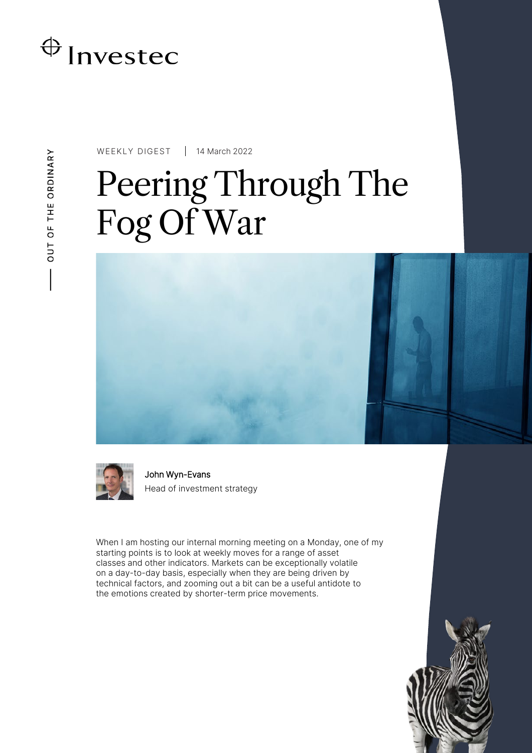Investec

OUT OF THE ORDINARY

WEEKLY DIGEST | 14 March 2022

# Peering Through The Fog Of War

John Wyn-Evans
Head of investment strategy

When I am hosting our internal morning meeting on a Monday, one of my starting points is to look at weekly moves for a range of asset classes and other indicators. Markets can be exceptionally volatile on a day-to-day basis, especially when they are being driven by technical factors, and zooming out a bit can be a useful antidote to the emotions created by shorter-term price movements.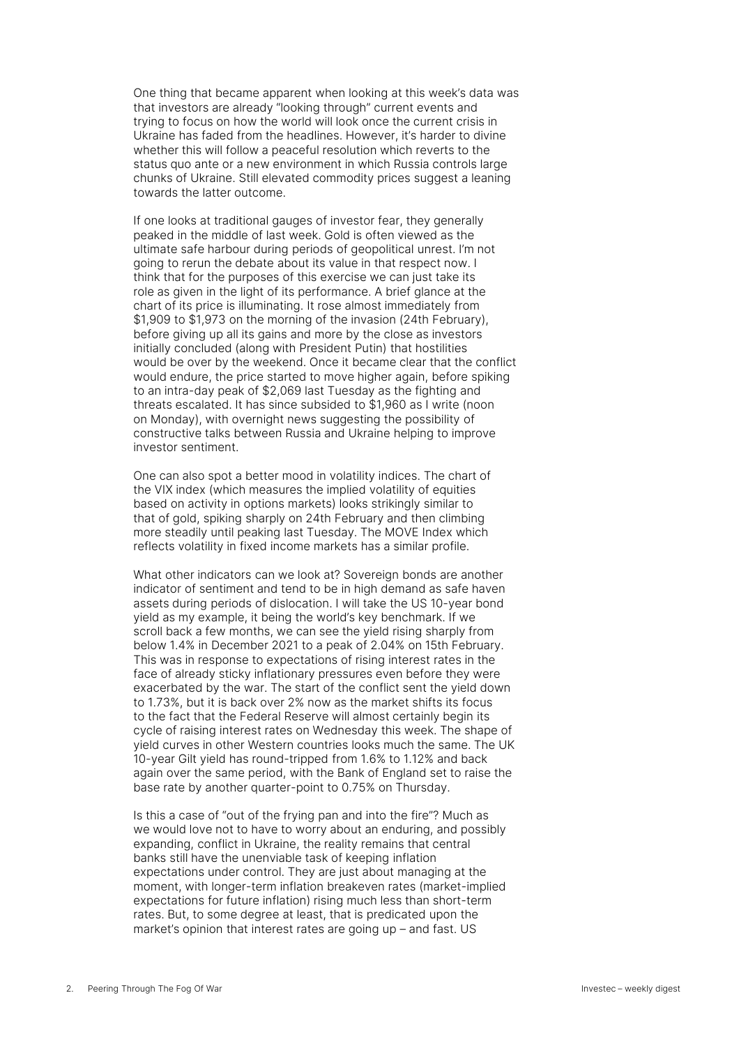One thing that became apparent when looking at this week's data was that investors are already "looking through" current events and trying to focus on how the world will look once the current crisis in Ukraine has faded from the headlines. However, it's harder to divine whether this will follow a peaceful resolution which reverts to the status quo ante or a new environment in which Russia controls large chunks of Ukraine. Still elevated commodity prices suggest a leaning towards the latter outcome.

If one looks at traditional gauges of investor fear, they generally peaked in the middle of last week. Gold is often viewed as the ultimate safe harbour during periods of geopolitical unrest. I'm not going to rerun the debate about its value in that respect now. I think that for the purposes of this exercise we can just take its role as given in the light of its performance. A brief glance at the chart of its price is illuminating. It rose almost immediately from $1,909 to $1,973 on the morning of the invasion (24th February), before giving up all its gains and more by the close as investors initially concluded (along with President Putin) that hostilities would be over by the weekend. Once it became clear that the conflict would endure, the price started to move higher again, before spiking to an intra-day peak of $2,069 last Tuesday as the fighting and threats escalated. It has since subsided to $1,960 as I write (noon on Monday), with overnight news suggesting the possibility of constructive talks between Russia and Ukraine helping to improve investor sentiment.

One can also spot a better mood in volatility indices. The chart of the VIX index (which measures the implied volatility of equities based on activity in options markets) looks strikingly similar to that of gold, spiking sharply on 24th February and then climbing more steadily until peaking last Tuesday. The MOVE Index which reflects volatility in fixed income markets has a similar profile.

What other indicators can we look at? Sovereign bonds are another indicator of sentiment and tend to be in high demand as safe haven assets during periods of dislocation. I will take the US 10-year bond yield as my example, it being the world's key benchmark. If we scroll back a few months, we can see the yield rising sharply from below 1.4% in December 2021 to a peak of 2.04% on 15th February. This was in response to expectations of rising interest rates in the face of already sticky inflationary pressures even before they were exacerbated by the war. The start of the conflict sent the yield down to 1.73%, but it is back over 2% now as the market shifts its focus to the fact that the Federal Reserve will almost certainly begin its cycle of raising interest rates on Wednesday this week. The shape of yield curves in other Western countries looks much the same. The UK 10-year Gilt yield has round-tripped from 1.6% to 1.12% and back again over the same period, with the Bank of England set to raise the base rate by another quarter-point to 0.75% on Thursday.

Is this a case of "out of the frying pan and into the fire"? Much as we would love not to have to worry about an enduring, and possibly expanding, conflict in Ukraine, the reality remains that central banks still have the unenviable task of keeping inflation expectations under control. They are just about managing at the moment, with longer-term inflation breakeven rates (market-implied expectations for future inflation) rising much less than short-term rates. But, to some degree at least, that is predicated upon the market's opinion that interest rates are going up – and fast. US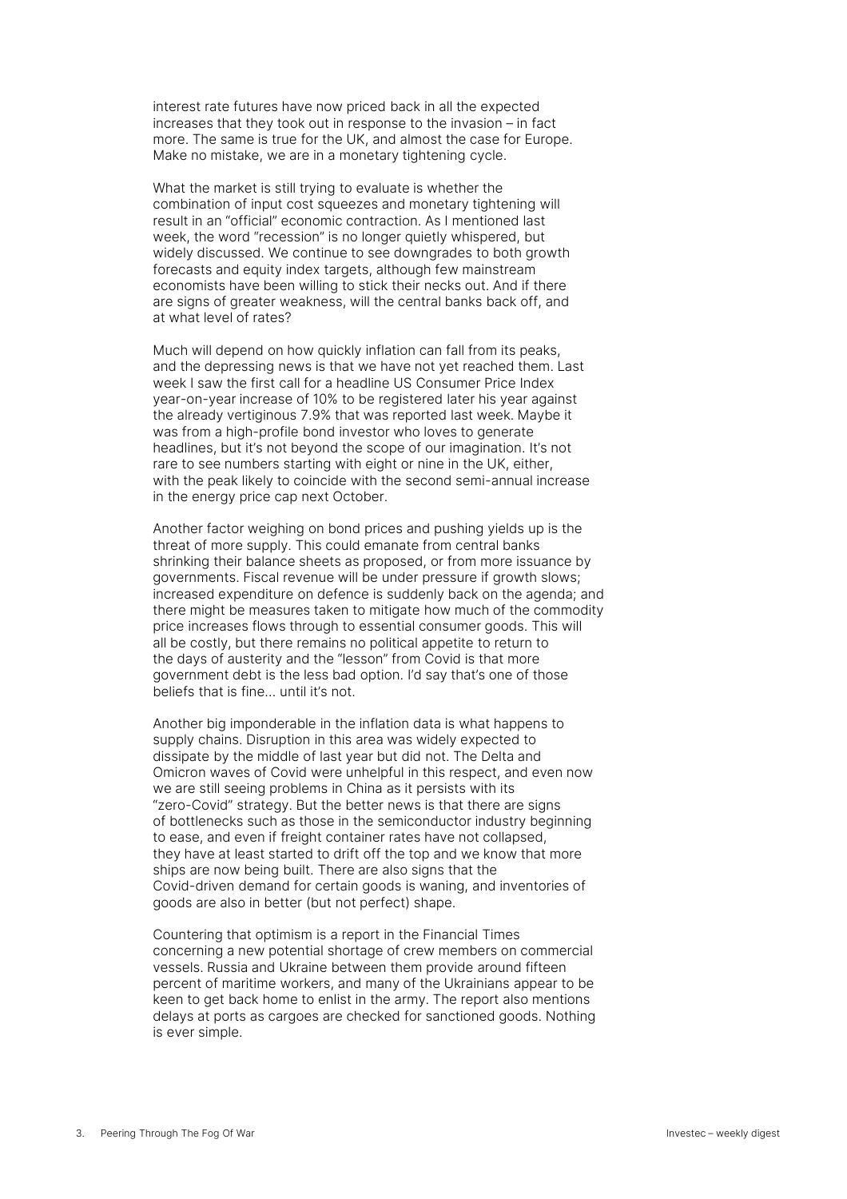interest rate futures have now priced back in all the expected increases that they took out in response to the invasion – in fact more. The same is true for the UK, and almost the case for Europe. Make no mistake, we are in a monetary tightening cycle.

What the market is still trying to evaluate is whether the combination of input cost squeezes and monetary tightening will result in an "official" economic contraction. As I mentioned last week, the word "recession" is no longer quietly whispered, but widely discussed. We continue to see downgrades to both growth forecasts and equity index targets, although few mainstream economists have been willing to stick their necks out. And if there are signs of greater weakness, will the central banks back off, and at what level of rates?

Much will depend on how quickly inflation can fall from its peaks, and the depressing news is that we have not yet reached them. Last week I saw the first call for a headline US Consumer Price Index year-on-year increase of 10% to be registered later his year against the already vertiginous 7.9% that was reported last week. Maybe it was from a high-profile bond investor who loves to generate headlines, but it's not beyond the scope of our imagination. It's not rare to see numbers starting with eight or nine in the UK, either, with the peak likely to coincide with the second semi-annual increase in the energy price cap next October.

Another factor weighing on bond prices and pushing yields up is the threat of more supply. This could emanate from central banks shrinking their balance sheets as proposed, or from more issuance by governments. Fiscal revenue will be under pressure if growth slows; increased expenditure on defence is suddenly back on the agenda; and there might be measures taken to mitigate how much of the commodity price increases flows through to essential consumer goods. This will all be costly, but there remains no political appetite to return to the days of austerity and the "lesson" from Covid is that more government debt is the less bad option. I'd say that's one of those beliefs that is fine... until it's not.

Another big imponderable in the inflation data is what happens to supply chains. Disruption in this area was widely expected to dissipate by the middle of last year but did not. The Delta and Omicron waves of Covid were unhelpful in this respect, and even now we are still seeing problems in China as it persists with its "zero-Covid" strategy. But the better news is that there are signs of bottlenecks such as those in the semiconductor industry beginning to ease, and even if freight container rates have not collapsed, they have at least started to drift off the top and we know that more ships are now being built. There are also signs that the Covid-driven demand for certain goods is waning, and inventories of goods are also in better (but not perfect) shape.

Countering that optimism is a report in the Financial Times concerning a new potential shortage of crew members on commercial vessels. Russia and Ukraine between them provide around fifteen percent of maritime workers, and many of the Ukrainians appear to be keen to get back home to enlist in the army. The report also mentions delays at ports as cargoes are checked for sanctioned goods. Nothing is ever simple.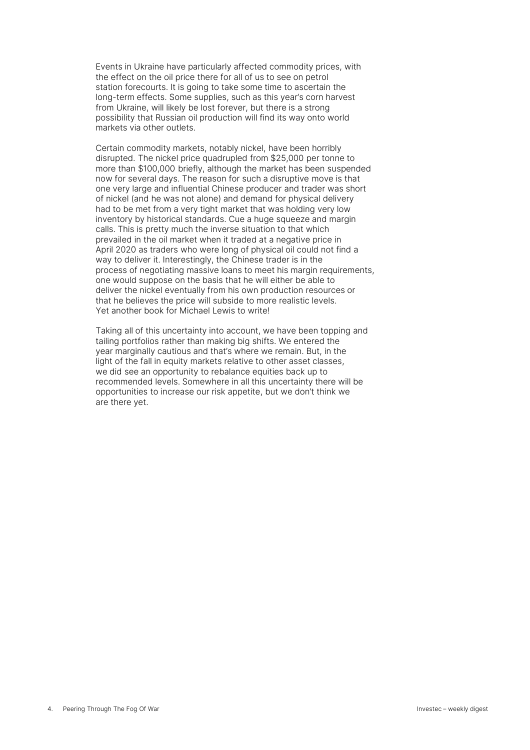Events in Ukraine have particularly affected commodity prices, with the effect on the oil price there for all of us to see on petrol station forecourts. It is going to take some time to ascertain the long-term effects. Some supplies, such as this year's corn harvest from Ukraine, will likely be lost forever, but there is a strong possibility that Russian oil production will find its way onto world markets via other outlets.

Certain commodity markets, notably nickel, have been horribly disrupted. The nickel price quadrupled from $25,000 per tonne to more than $100,000 briefly, although the market has been suspended now for several days. The reason for such a disruptive move is that one very large and influential Chinese producer and trader was short of nickel (and he was not alone) and demand for physical delivery had to be met from a very tight market that was holding very low inventory by historical standards. Cue a huge squeeze and margin calls. This is pretty much the inverse situation to that which prevailed in the oil market when it traded at a negative price in April 2020 as traders who were long of physical oil could not find a way to deliver it. Interestingly, the Chinese trader is in the process of negotiating massive loans to meet his margin requirements, one would suppose on the basis that he will either be able to deliver the nickel eventually from his own production resources or that he believes the price will subside to more realistic levels. Yet another book for Michael Lewis to write!

Taking all of this uncertainty into account, we have been topping and tailing portfolios rather than making big shifts. We entered the year marginally cautious and that's where we remain. But, in the light of the fall in equity markets relative to other asset classes, we did see an opportunity to rebalance equities back up to recommended levels. Somewhere in all this uncertainty there will be opportunities to increase our risk appetite, but we don't think we are there yet.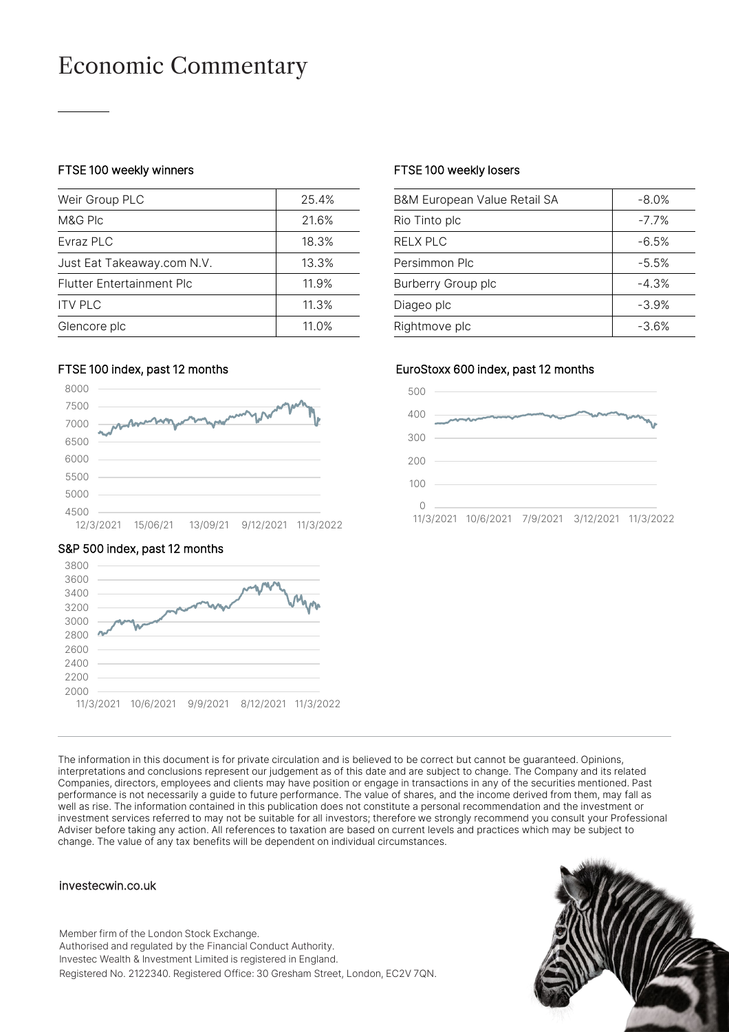# Economic Commentary

## FTSE 100 weekly winners

| | |
|---|---|
| Weir Group PLC | 25.4% |
| M&G Plc | 21.6% |
| Evraz PLC | 18.3% |
| Just Eat Takeaway.com N.V. | 13.3% |
| Flutter Entertainment Plc | 11.9% |
| ITV PLC | 11.3% |
| Glencore plc | 11.0% |

## FTSE 100 weekly losers

| | |
|---|---|
| B&M European Value Retail SA | -8.0% |
| Rio Tinto plc | -7.7% |
| RELX PLC | -6.5% |
| Persimmon Plc | -5.5% |
| Burberry Group plc | -4.3% |
| Diageo plc | -3.9% |
| Rightmove plc | -3.6% |

## FTSE 100 index, past 12 months

8000
7500
7000
6500
6000
5500
5000
4500
12/3/2021 15/06/21 13/09/21 9/12/2021 11/3/2022

## EuroStoxx 600 index, past 12 months

500
400
300
200
100
0
11/3/2021 10/6/2021 7/9/2021 3/12/2021 11/3/2022

## S&P 500 index, past 12 months

3800
3600
3400
3200
3000
2800
2600
2400
2200
2000
11/3/2021 10/6/2021 9/9/2021 8/12/2021 11/3/2022

The information in this document is for private circulation and is believed to be correct but cannot be guaranteed. Opinions, interpretations and conclusions represent our judgement as of this date and are subject to change. The Company and its related Companies, directors, employees and clients may have position or engage in transactions in any of the securities mentioned. Past performance is not necessarily a guide to future performance. The value of shares, and the income derived from them, may fall as well as rise. The information contained in this publication does not constitute a personal recommendation and the investment or investment services referred to may not be suitable for all investors; therefore we strongly recommend you consult your Professional Adviser before taking any action. All references to taxation are based on current levels and practices which may be subject to change. The value of any tax benefits will be dependent on individual circumstances.

investecwin.co.uk

Member firm of the London Stock Exchange.
Authorised and regulated by the Financial Conduct Authority.
Investec Wealth & Investment Limited is registered in England.
Registered No. 2122340. Registered Office: 30 Gresham Street, London, EC2V 7QN.